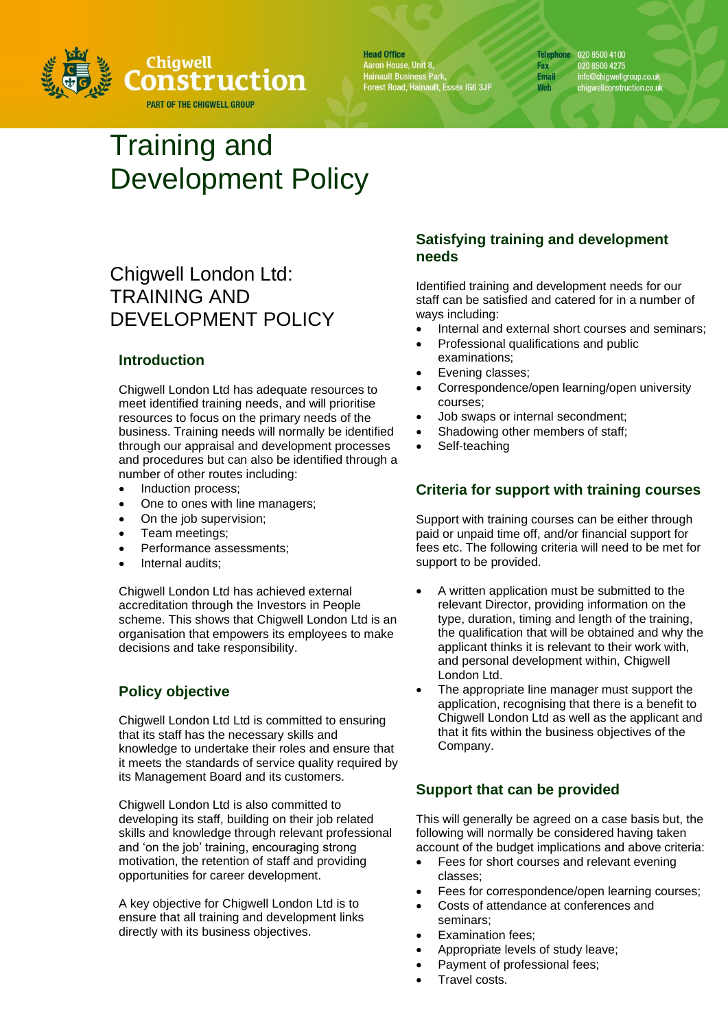# Training and Development Policy

## Chigwell London Ltd: TRAINING AND DEVELOPMENT POLICY

### Introduction

Chigwell London Ltd has adequate resources to meet identified training needs, and will prioritise resources to focus on the primary needs of the business. Training needs will normally be identified through our appraisal and development processes and procedures but can also be identified through a number of other routes including:

- Induction process;
- One to ones with line managers;
- On the job supervision;
- Team meetings;
- Performance assessments;
- Internal audits;

Chigwell London Ltd has achieved external accreditation through the Investors in People scheme. This shows that Chigwell London Ltd is an organisation that empowers its employees to make decisions and take responsibility.

### Policy objective

Chigwell London Ltd Ltd is committed to ensuring that its staff has the necessary skills and knowledge to undertake their roles and ensure that it meets the standards of service quality required by its Management Board and its customers.

Chigwell London Ltd is also committed to developing its staff, building on their job related skills and knowledge through relevant professional and 'on the job' training, encouraging strong motivation, the retention of staff and providing opportunities for career development.

A key objective for Chigwell London Ltd is to ensure that all training and development links directly with its business objectives.

### Satisfying training and development needs

Identified training and development needs for our staff can be satisfied and catered for in a number of ways including:

- Internal and external short courses and seminars;
- Professional qualifications and public examinations;
- Evening classes;
- Correspondence/open learning/open university courses;
- Job swaps or internal secondment;
- Shadowing other members of staff;
- Self-teaching

### Criteria for support with training courses

Support with training courses can be either through paid or unpaid time off, and/or financial support for fees etc. The following criteria will need to be met for support to be provided.

- A written application must be submitted to the relevant Director, providing information on the type, duration, timing and length of the training, the qualification that will be obtained and why the applicant thinks it is relevant to their work with, and personal development within, Chigwell London Ltd.
- The appropriate line manager must support the application, recognising that there is a benefit to Chigwell London Ltd as well as the applicant and that it fits within the business objectives of the Company.

### Support that can be provided

This will generally be agreed on a case basis but, the following will normally be considered having taken account of the budget implications and above criteria:

- Fees for short courses and relevant evening classes;
- Fees for correspondence/open learning courses;
- Costs of attendance at conferences and seminars;
- Examination fees;
- Appropriate levels of study leave;
- Payment of professional fees;
- Travel costs.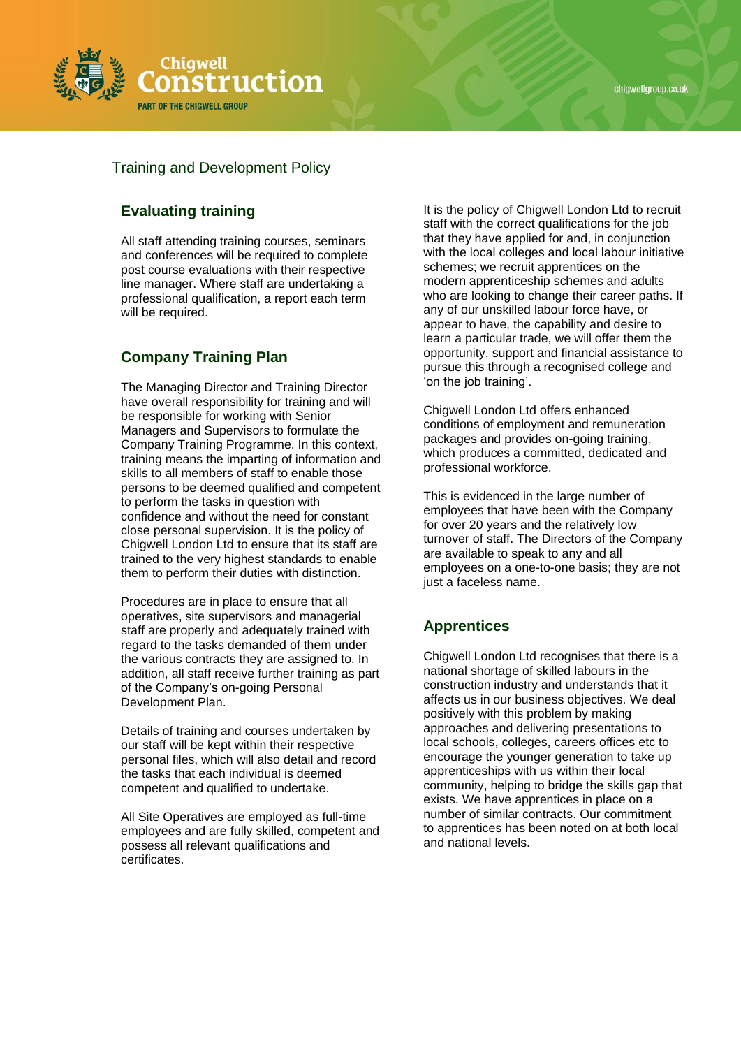# Training and Development Policy

## Evaluating training

All staff attending training courses, seminars and conferences will be required to complete post course evaluations with their respective line manager. Where staff are undertaking a professional qualification, a report each term will be required.

## Company Training Plan

The Managing Director and Training Director have overall responsibility for training and will be responsible for working with Senior Managers and Supervisors to formulate the Company Training Programme. In this context, training means the imparting of information and skills to all members of staff to enable those persons to be deemed qualified and competent to perform the tasks in question with confidence and without the need for constant close personal supervision. It is the policy of Chigwell London Ltd to ensure that its staff are trained to the very highest standards to enable them to perform their duties with distinction.

Procedures are in place to ensure that all operatives, site supervisors and managerial staff are properly and adequately trained with regard to the tasks demanded of them under the various contracts they are assigned to. In addition, all staff receive further training as part of the Company's on-going Personal Development Plan.

Details of training and courses undertaken by our staff will be kept within their respective personal files, which will also detail and record the tasks that each individual is deemed competent and qualified to undertake.

All Site Operatives are employed as full-time employees and are fully skilled, competent and possess all relevant qualifications and certificates.

It is the policy of Chigwell London Ltd to recruit staff with the correct qualifications for the job that they have applied for and, in conjunction with the local colleges and local labour initiative schemes; we recruit apprentices on the modern apprenticeship schemes and adults who are looking to change their career paths. If any of our unskilled labour force have, or appear to have, the capability and desire to learn a particular trade, we will offer them the opportunity, support and financial assistance to pursue this through a recognised college and 'on the job training'.

Chigwell London Ltd offers enhanced conditions of employment and remuneration packages and provides on-going training, which produces a committed, dedicated and professional workforce.

This is evidenced in the large number of employees that have been with the Company for over 20 years and the relatively low turnover of staff. The Directors of the Company are available to speak to any and all employees on a one-to-one basis; they are not just a faceless name.

## Apprentices

Chigwell London Ltd recognises that there is a national shortage of skilled labours in the construction industry and understands that it affects us in our business objectives. We deal positively with this problem by making approaches and delivering presentations to local schools, colleges, careers offices etc to encourage the younger generation to take up apprenticeships with us within their local community, helping to bridge the skills gap that exists. We have apprentices in place on a number of similar contracts. Our commitment to apprentices has been noted on at both local and national levels.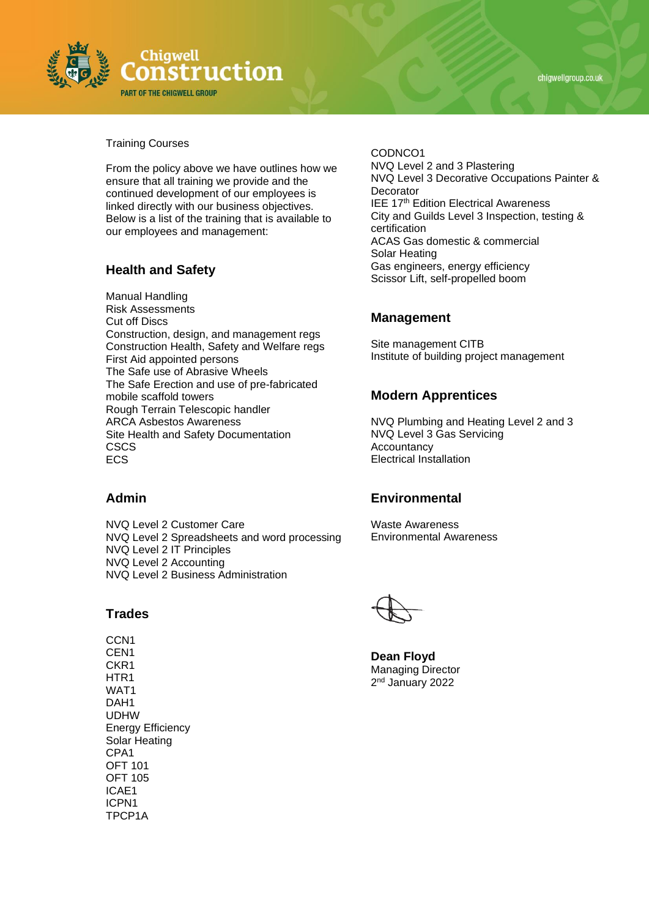Training Courses

From the policy above we have outlines how we ensure that all training we provide and the continued development of our employees is linked directly with our business objectives. Below is a list of the training that is available to our employees and management:

## Health and Safety

Manual Handling
Risk Assessments
Cut off Discs
Construction, design, and management regs
Construction Health, Safety and Welfare regs
First Aid appointed persons
The Safe use of Abrasive Wheels
The Safe Erection and use of pre-fabricated mobile scaffold towers
Rough Terrain Telescopic handler
ARCA Asbestos Awareness
Site Health and Safety Documentation
CSCS
ECS

## Admin

NVQ Level 2 Customer Care
NVQ Level 2 Spreadsheets and word processing
NVQ Level 2 IT Principles
NVQ Level 2 Accounting
NVQ Level 2 Business Administration

## Trades

CCN1
CEN1
CKR1
HTR1
WAT1
DAH1
UDHW
Energy Efficiency
Solar Heating
CPA1
OFT 101
OFT 105
ICAE1
ICPN1
TPCP1A
CODNCO1
NVQ Level 2 and 3 Plastering
NVQ Level 3 Decorative Occupations Painter & Decorator
IEE 17th Edition Electrical Awareness
City and Guilds Level 3 Inspection, testing & certification
ACAS Gas domestic & commercial
Solar Heating
Gas engineers, energy efficiency
Scissor Lift, self-propelled boom

## Management

Site management CITB
Institute of building project management

## Modern Apprentices

NVQ Plumbing and Heating Level 2 and 3
NVQ Level 3 Gas Servicing
Accountancy
Electrical Installation

## Environmental

Waste Awareness
Environmental Awareness

**Dean Floyd**
Managing Director
2nd January 2022